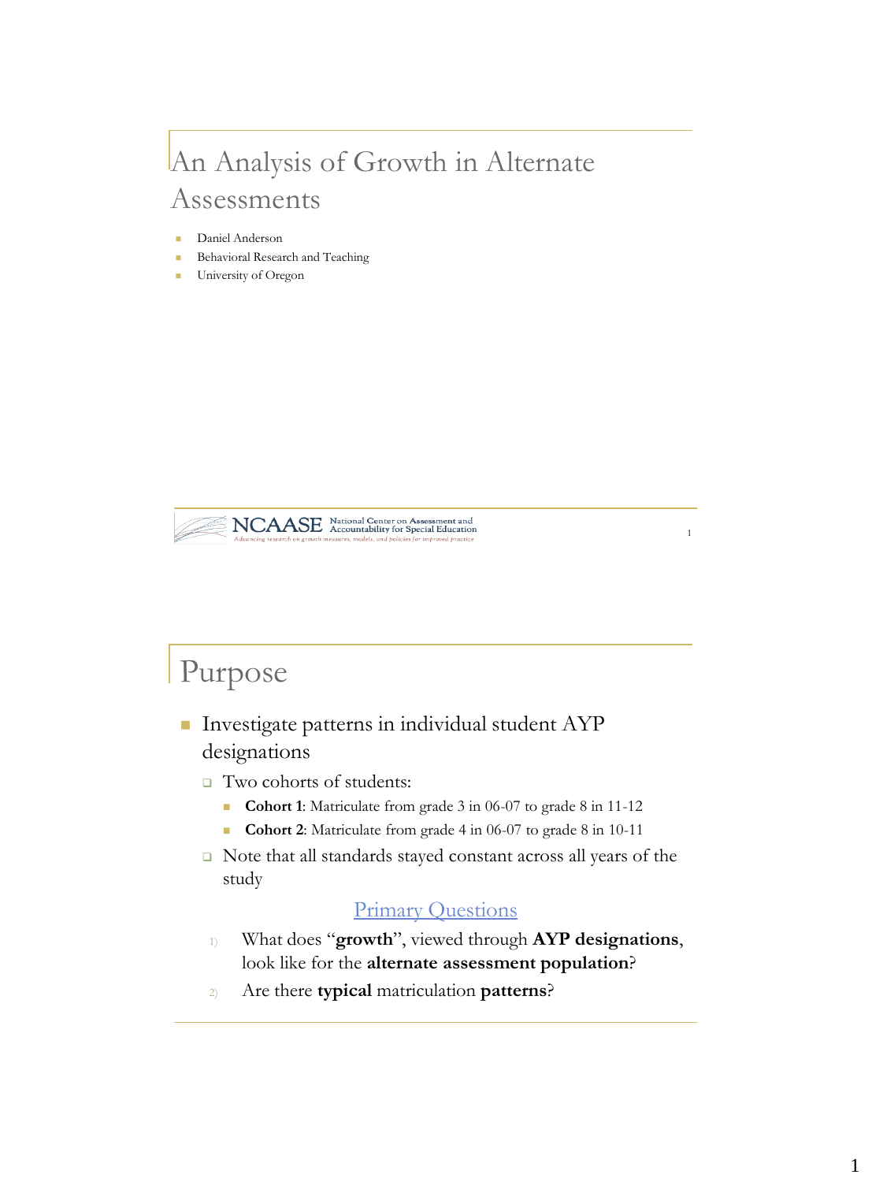# An Analysis of Growth in Alternate Assessments

- Daniel Anderson
- Behavioral Research and Teaching
- University of Oregon

# Purpose

- Investigate patterns in individual student AYP designations
  - Two cohorts of students:
    - **Cohort 1**: Matriculate from grade 3 in 06-07 to grade 8 in 11-12
    - **Cohort 2**: Matriculate from grade 4 in 06-07 to grade 8 in 10-11
  - Note that all standards stayed constant across all years of the study

Primary Questions

1) What does "**growth**", viewed through **AYP designations**, look like for the **alternate assessment population**?
2) Are there **typical** matriculation **patterns**?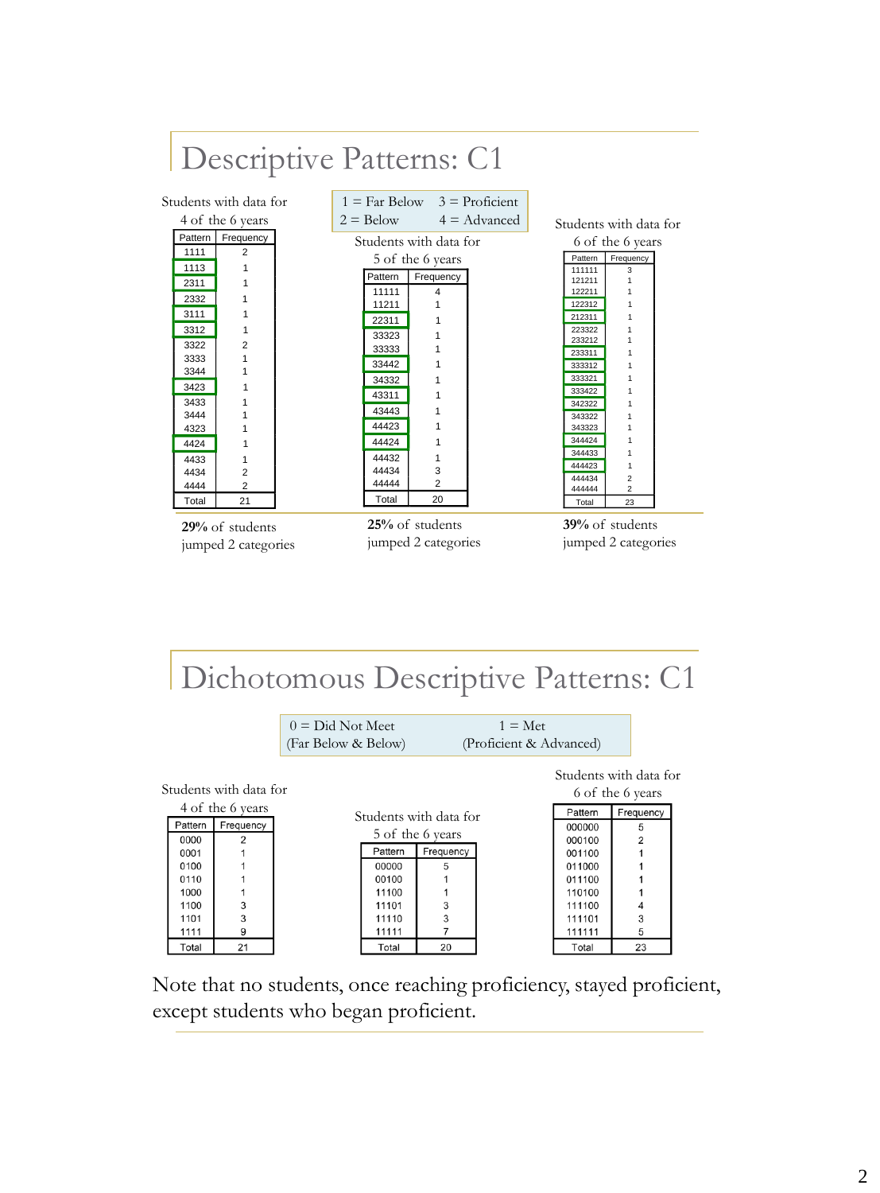# Descriptive Patterns: C1

| 1 = Far Below | 3 = Proficient |
|---|---|
| 2 = Below | 4 = Advanced |

Students with data for 4 of the 6 years

| Pattern | Frequency |
|---|---|
| 1111 | 2 |
| 1113 | 1 |
| 2311 | 1 |
| 2332 | 1 |
| 3111 | 1 |
| 3312 | 1 |
| 3322 | 2 |
| 3333 | 1 |
| 3344 | 1 |
| 3423 | 1 |
| 3433 | 1 |
| 3444 | 1 |
| 4323 | 1 |
| 4424 | 1 |
| 4433 | 1 |
| 4434 | 2 |
| 4444 | 2 |
| Total | 21 |

**29%** of students jumped 2 categories

Students with data for 5 of the 6 years

| Pattern | Frequency |
|---|---|
| 11111 | 4 |
| 11211 | 1 |
| 22311 | 1 |
| 33323 | 1 |
| 33333 | 1 |
| 33442 | 1 |
| 34332 | 1 |
| 43311 | 1 |
| 43443 | 1 |
| 44423 | 1 |
| 44424 | 1 |
| 44432 | 1 |
| 44434 | 3 |
| 44444 | 2 |
| Total | 20 |

**25%** of students jumped 2 categories

Students with data for 6 of the 6 years

| Pattern | Frequency |
|---|---|
| 111111 | 3 |
| 121211 | 1 |
| 122211 | 1 |
| 122312 | 1 |
| 212311 | 1 |
| 223322 | 1 |
| 233212 | 1 |
| 233311 | 1 |
| 333312 | 1 |
| 333321 | 1 |
| 333422 | 1 |
| 342322 | 1 |
| 343322 | 1 |
| 343323 | 1 |
| 344424 | 1 |
| 344433 | 1 |
| 444423 | 1 |
| 444434 | 2 |
| 444444 | 2 |
| Total | 23 |

**39%** of students jumped 2 categories

# Dichotomous Descriptive Patterns: C1

| 0 = Did Not Meet (Far Below & Below) | 1 = Met (Proficient & Advanced) |
|---|---|

Students with data for 4 of the 6 years

| Pattern | Frequency |
|---|---|
| 0000 | 2 |
| 0001 | 1 |
| 0100 | 1 |
| 0110 | 1 |
| 1000 | 1 |
| 1100 | 3 |
| 1101 | 3 |
| 1111 | 9 |
| Total | 21 |

Students with data for 5 of the 6 years

| Pattern | Frequency |
|---|---|
| 00000 | 5 |
| 00100 | 1 |
| 11100 | 1 |
| 11101 | 3 |
| 11110 | 3 |
| 11111 | 7 |
| Total | 20 |

Students with data for 6 of the 6 years

| Pattern | Frequency |
|---|---|
| 000000 | 5 |
| 000100 | 2 |
| 001100 | 1 |
| 011000 | 1 |
| 011100 | 1 |
| 110100 | 1 |
| 111100 | 4 |
| 111101 | 3 |
| 111111 | 5 |
| Total | 23 |

Note that no students, once reaching proficiency, stayed proficient, except students who began proficient.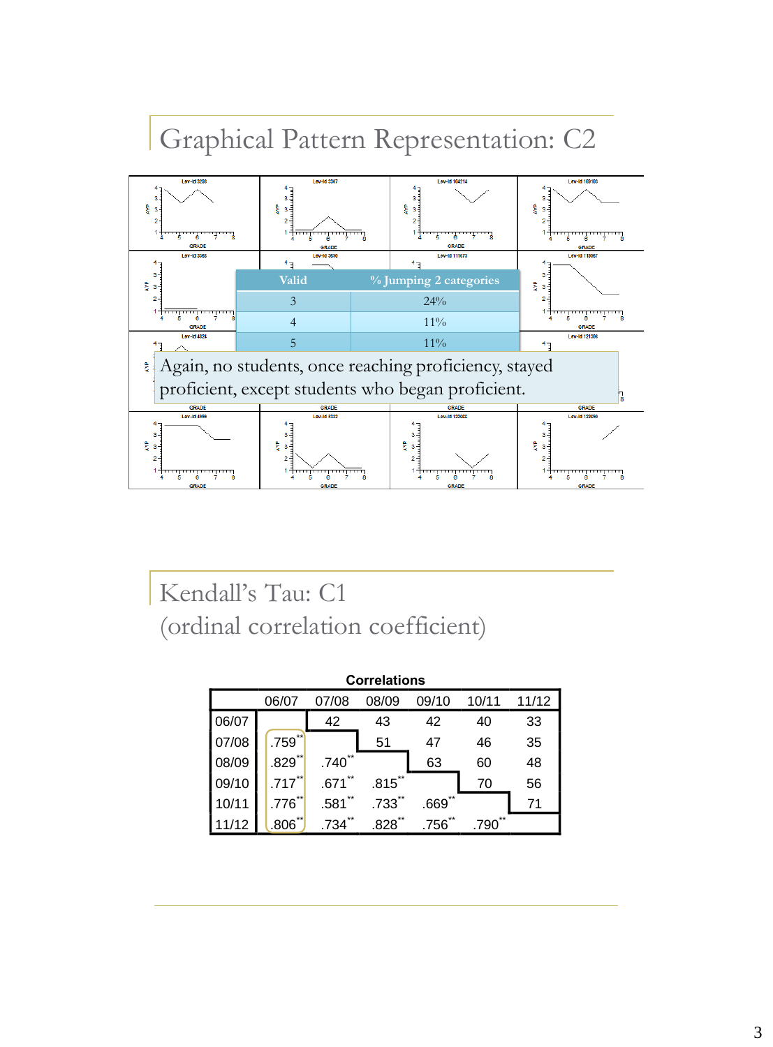# Graphical Pattern Representation: C2

| Valid | % Jumping 2 categories |
|---|---|
| 3 | 24% |
| 4 | 11% |
| 5 | 11% |

Again, no students, once reaching proficiency, stayed proficient, except students who began proficient.

# Kendall's Tau: C1
(ordinal correlation coefficient)

**Correlations**

| | 06/07 | 07/08 | 08/09 | 09/10 | 10/11 | 11/12 |
|---|---|---|---|---|---|---|
| 06/07 | | 42 | 43 | 42 | 40 | 33 |
| 07/08 | .759** | | 51 | 47 | 46 | 35 |
| 08/09 | .829** | .740** | | 63 | 60 | 48 |
| 09/10 | .717** | .671** | .815** | | 70 | 56 |
| 10/11 | .776** | .581** | .733** | .669** | | 71 |
| 11/12 | .806** | .734** | .828** | .756** | .790** | |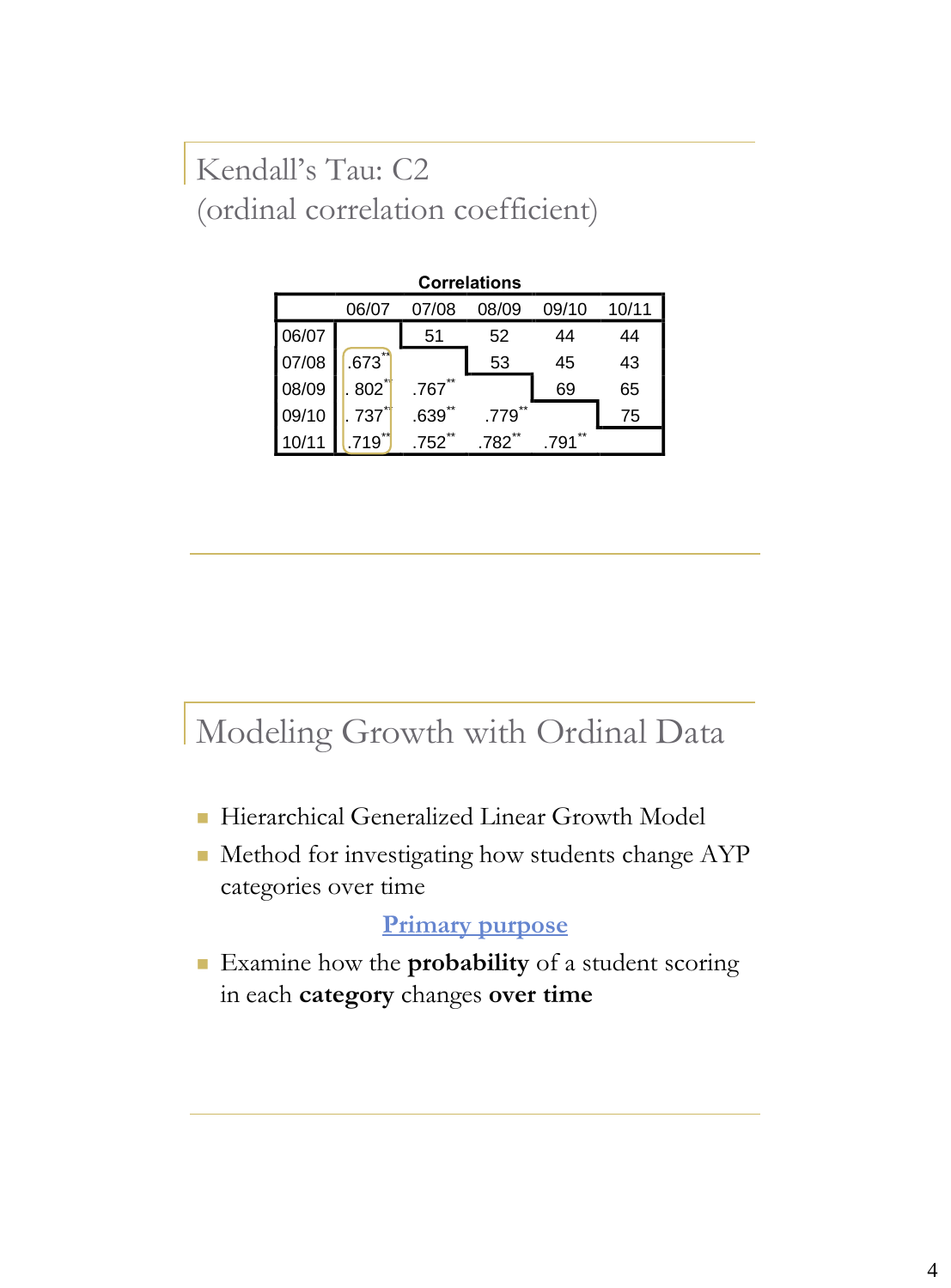## Kendall's Tau: C2
(ordinal correlation coefficient)

**Correlations**

| | 06/07 | 07/08 | 08/09 | 09/10 | 10/11 |
|---|---|---|---|---|---|
| 06/07 | | 51 | 52 | 44 | 44 |
| 07/08 | .673** | | 53 | 45 | 43 |
| 08/09 | . 802** | .767** | | 69 | 65 |
| 09/10 | . 737** | .639** | .779** | | 75 |
| 10/11 | .719** | .752** | .782** | .791** | |

## Modeling Growth with Ordinal Data

- Hierarchical Generalized Linear Growth Model
- Method for investigating how students change AYP categories over time

**Primary purpose**

- Examine how the **probability** of a student scoring in each **category** changes **over time**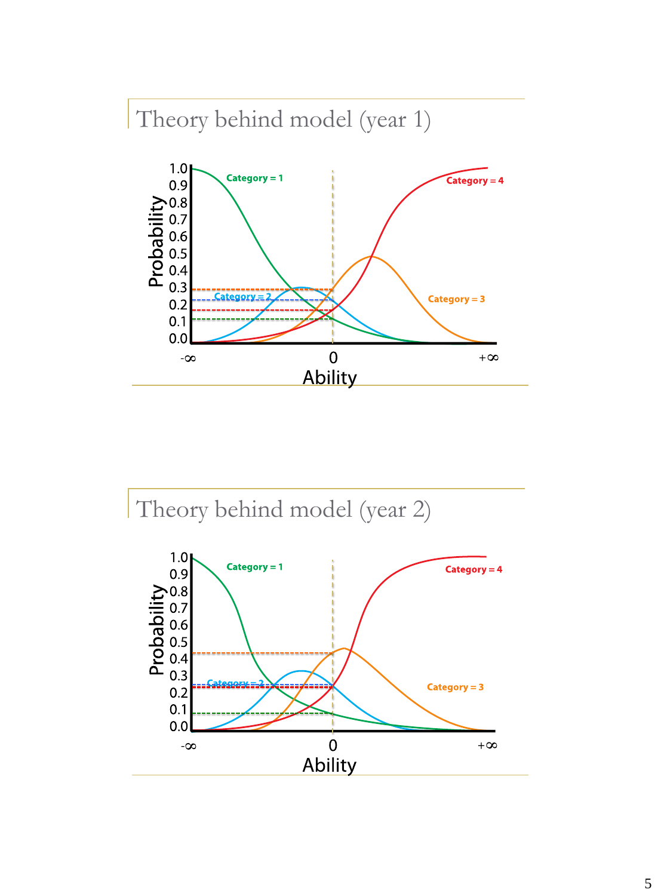# Theory behind model (year 1)

Probability

1.0
0.9
0.8
0.7
0.6
0.5
0.4
0.3
0.2
0.1
0.0

Category = 1

Category = 2

Category = 3

Category = 4

-∞ 0 +∞

Ability

# Theory behind model (year 2)

Probability

1.0
0.9
0.8
0.7
0.6
0.5
0.4
0.3
0.2
0.1
0.0

Category = 1

Category = 2

Category = 3

Category = 4

-∞ 0 +∞

Ability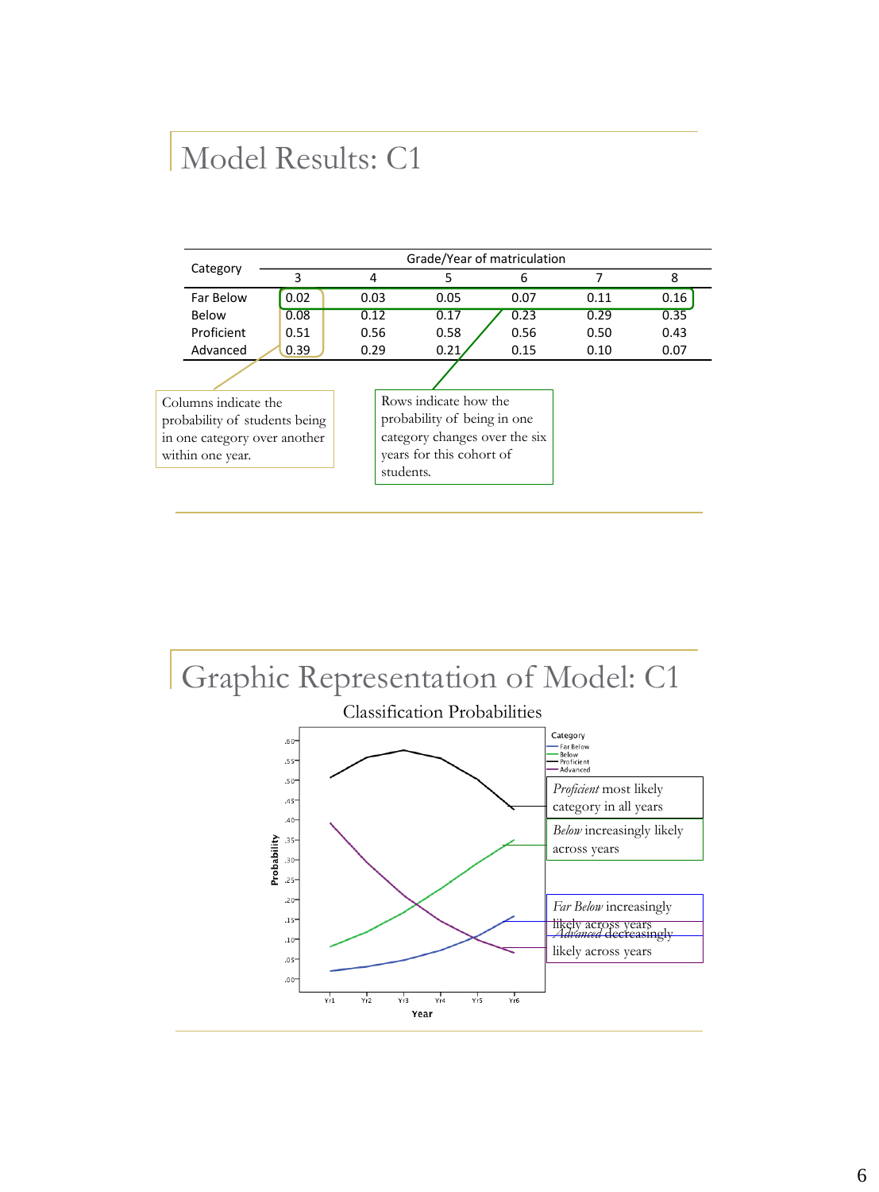# Model Results: C1

| Category | Grade/Year of matriculation | | | | | |
|---|---|---|---|---|---|---|
| | 3 | 4 | 5 | 6 | 7 | 8 |
| Far Below | 0.02 | 0.03 | 0.05 | 0.07 | 0.11 | 0.16 |
| Below | 0.08 | 0.12 | 0.17 | 0.23 | 0.29 | 0.35 |
| Proficient | 0.51 | 0.56 | 0.58 | 0.56 | 0.50 | 0.43 |
| Advanced | 0.39 | 0.29 | 0.21 | 0.15 | 0.10 | 0.07 |

Columns indicate the probability of students being in one category over another within one year.

Rows indicate how the probability of being in one category changes over the six years for this cohort of students.

# Graphic Representation of Model: C1

Classification Probabilities

*Proficient* most likely category in all years

*Below* increasingly likely across years

*Far Below* increasingly likely across years

*Advanced* decreasingly likely across years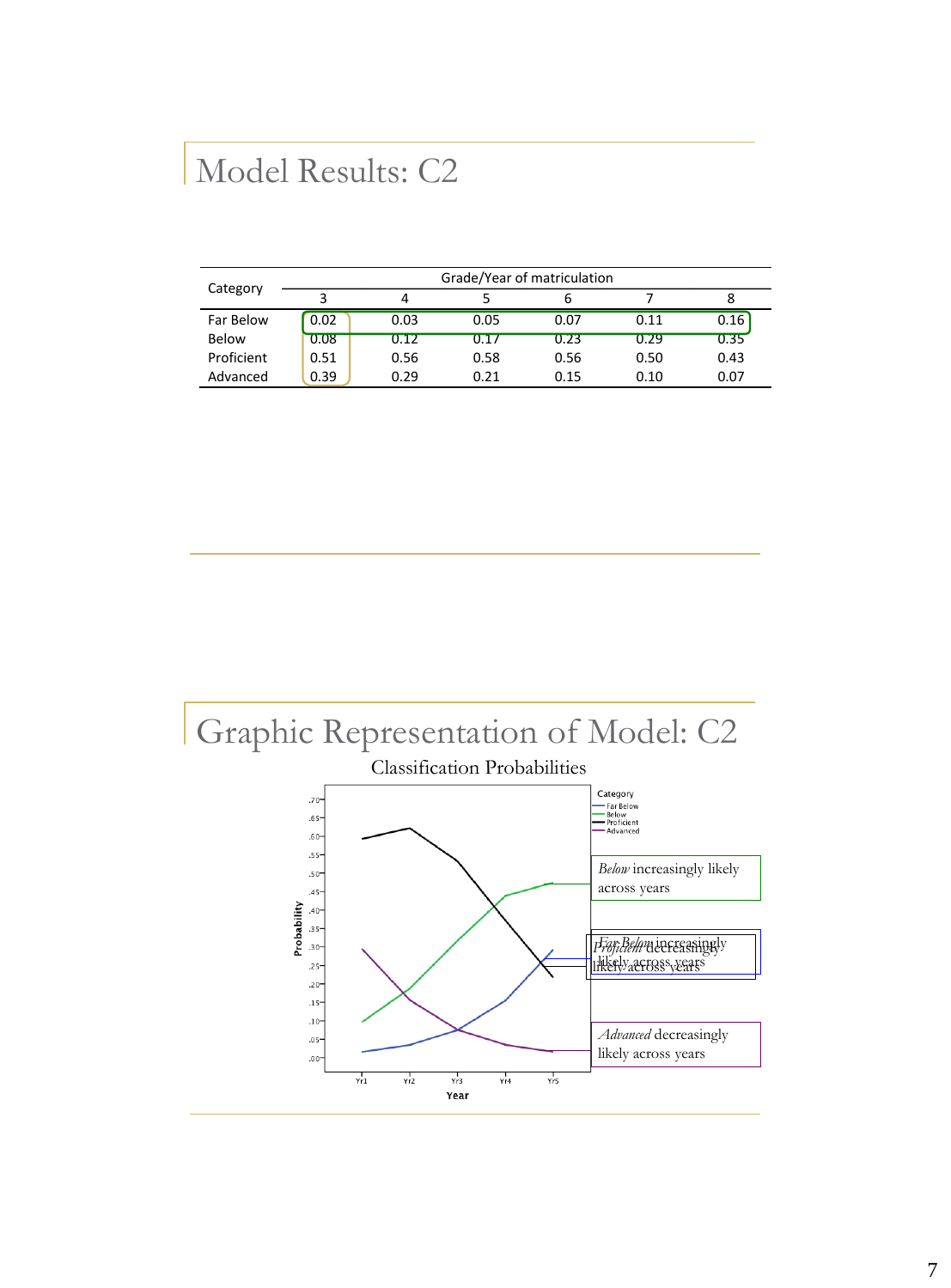# Model Results: C2

| Category | Grade/Year of matriculation | | | | | |
|---|---|---|---|---|---|---|
| | 3 | 4 | 5 | 6 | 7 | 8 |
| Far Below | 0.02 | 0.03 | 0.05 | 0.07 | 0.11 | 0.16 |
| Below | 0.08 | 0.12 | 0.17 | 0.23 | 0.29 | 0.35 |
| Proficient | 0.51 | 0.56 | 0.58 | 0.56 | 0.50 | 0.43 |
| Advanced | 0.39 | 0.29 | 0.21 | 0.15 | 0.10 | 0.07 |

# Graphic Representation of Model: C2

Classification Probabilities

Category: Far Below, Below, Proficient, Advanced

Probability (y-axis: .00–.70); Year (x-axis: Yr1, Yr2, Yr3, Yr4, Yr5)

*Below* increasingly likely across years

*Far Below* increasingly likely across years

*Proficient* decreasingly likely across years

*Advanced* decreasingly likely across years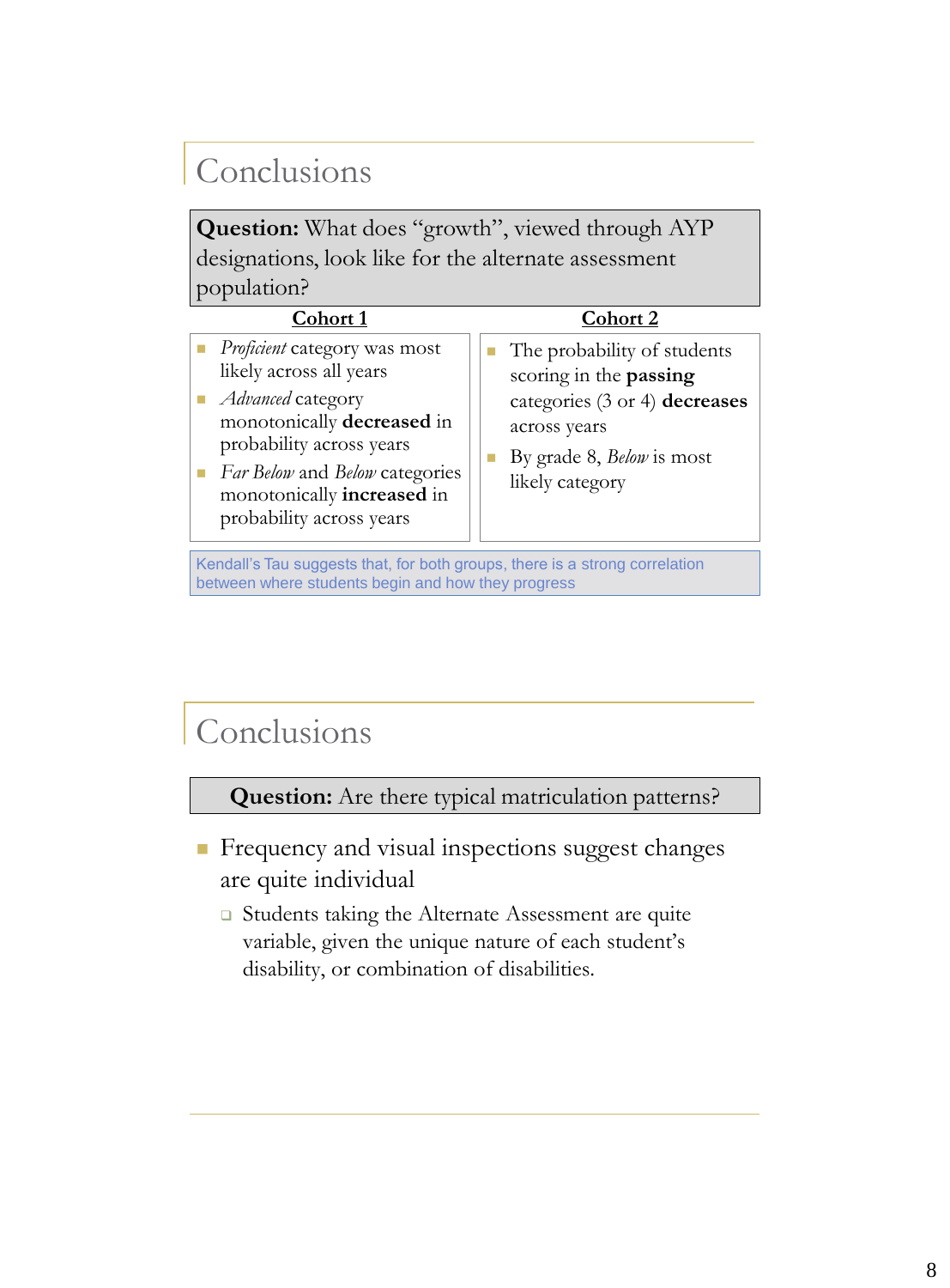## Conclusions

**Question:** What does "growth", viewed through AYP designations, look like for the alternate assessment population?

| Cohort 1 | Cohort 2 |
|---|---|
| ▪ *Proficient* category was most likely across all years<br>▪ *Advanced* category monotonically **decreased** in probability across years<br>▪ *Far Below* and *Below* categories monotonically **increased** in probability across years | ▪ The probability of students scoring in the **passing** categories (3 or 4) **decreases** across years<br>▪ By grade 8, *Below* is most likely category |

Kendall's Tau suggests that, for both groups, there is a strong correlation between where students begin and how they progress

## Conclusions

**Question:** Are there typical matriculation patterns?

- Frequency and visual inspections suggest changes are quite individual
  - Students taking the Alternate Assessment are quite variable, given the unique nature of each student's disability, or combination of disabilities.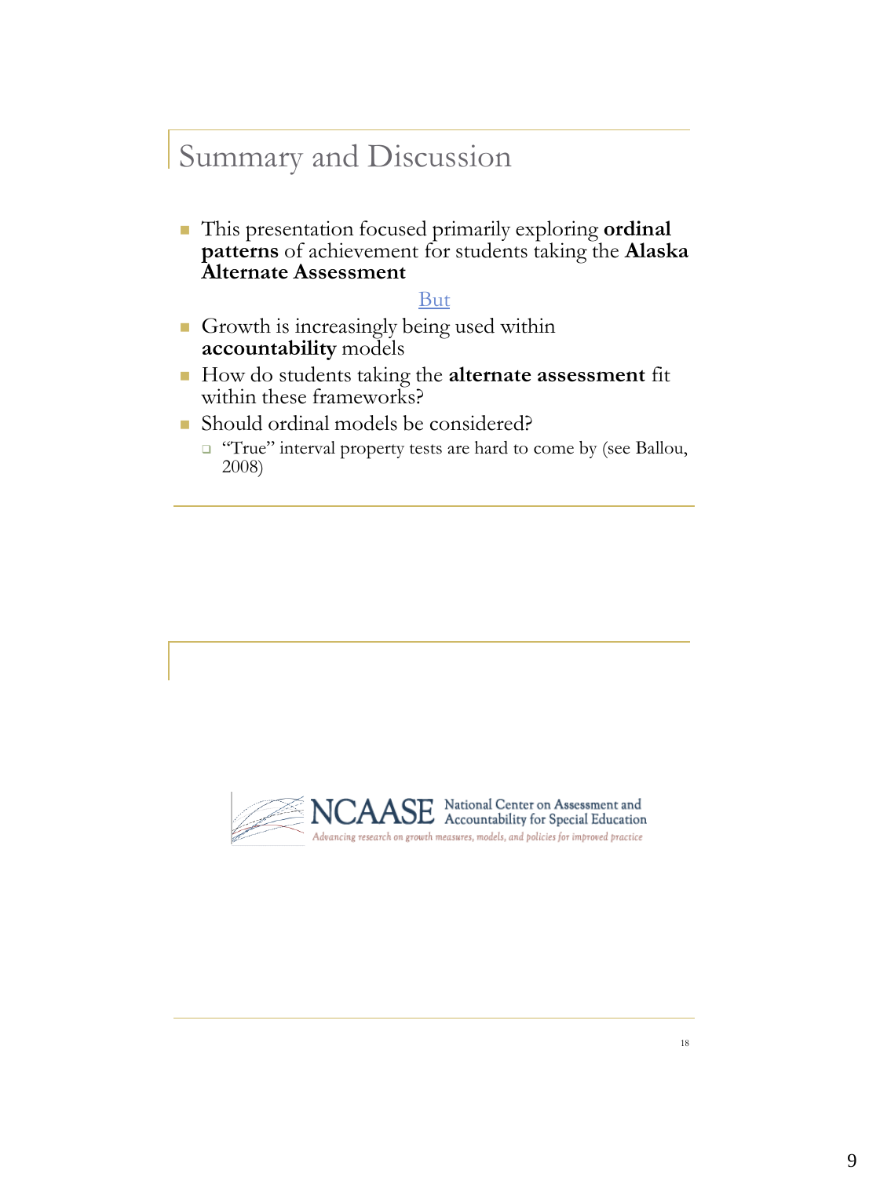## Summary and Discussion

- This presentation focused primarily exploring **ordinal patterns** of achievement for students taking the **Alaska Alternate Assessment**

But

- Growth is increasingly being used within **accountability** models
- How do students taking the **alternate assessment** fit within these frameworks?
- Should ordinal models be considered?
  - "True" interval property tests are hard to come by (see Ballou, 2008)

NCAASE National Center on Assessment and Accountability for Special Education

Advancing research on growth measures, models, and policies for improved practice